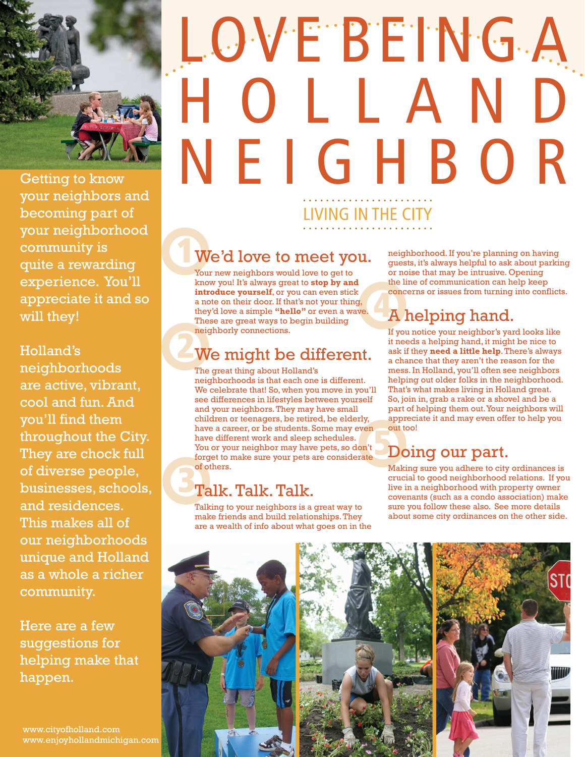# LOVE BEING A HOLLAND NEIGHBOR

## LIVING IN THE CITY

Getting to know your neighbors and becoming part of your neighborhood community is quite a rewarding experience. You'll appreciate it and so will they!

Holland's neighborhoods are active, vibrant, cool and fun. And you'll find them throughout the City. They are chock full of diverse people, businesses, schools, and residences. This makes all of our neighborhoods unique and Holland as a whole a richer community.

Here are a few suggestions for helping make that happen.

### 1 We'd love to meet you.

Your new neighbors would love to get to know you! It's always great to **stop by and introduce yourself**, or you can even stick a note on their door. If that's not your thing, they'd love a simple **"hello"** or even a wave. These are great ways to begin building neighborly connections.

### 2 We might be different.

The great thing about Holland's neighborhoods is that each one is different. We celebrate that! So, when you move in you'll see differences in lifestyles between yourself and your neighbors. They may have small children or teenagers, be retired, be elderly, have a career, or be students. Some may even have different work and sleep schedules. You or your neighbor may have pets, so don't forget to make sure your pets are considerate of others.

### 3 Talk. Talk. Talk.

Talking to your neighbors is a great way to make friends and build relationships. They are a wealth of info about what goes on in the neighborhood. If you're planning on having guests, it's always helpful to ask about parking or noise that may be intrusive. Opening the line of communication can help keep concerns or issues from turning into conflicts.

### 4 A helping hand.

If you notice your neighbor's yard looks like it needs a helping hand, it might be nice to ask if they **need a little help**. There's always a chance that they aren't the reason for the mess. In Holland, you'll often see neighbors helping out older folks in the neighborhood. That's what makes living in Holland great. So, join in, grab a rake or a shovel and be a part of helping them out. Your neighbors will appreciate it and may even offer to help you out too!

### 5 Doing our part.

Making sure you adhere to city ordinances is crucial to good neighborhood relations. If you live in a neighborhood with property owner covenants (such as a condo association) make sure you follow these also. See more details about some city ordinances on the other side.

www.cityofholland.com
www.enjoyhollandmichigan.com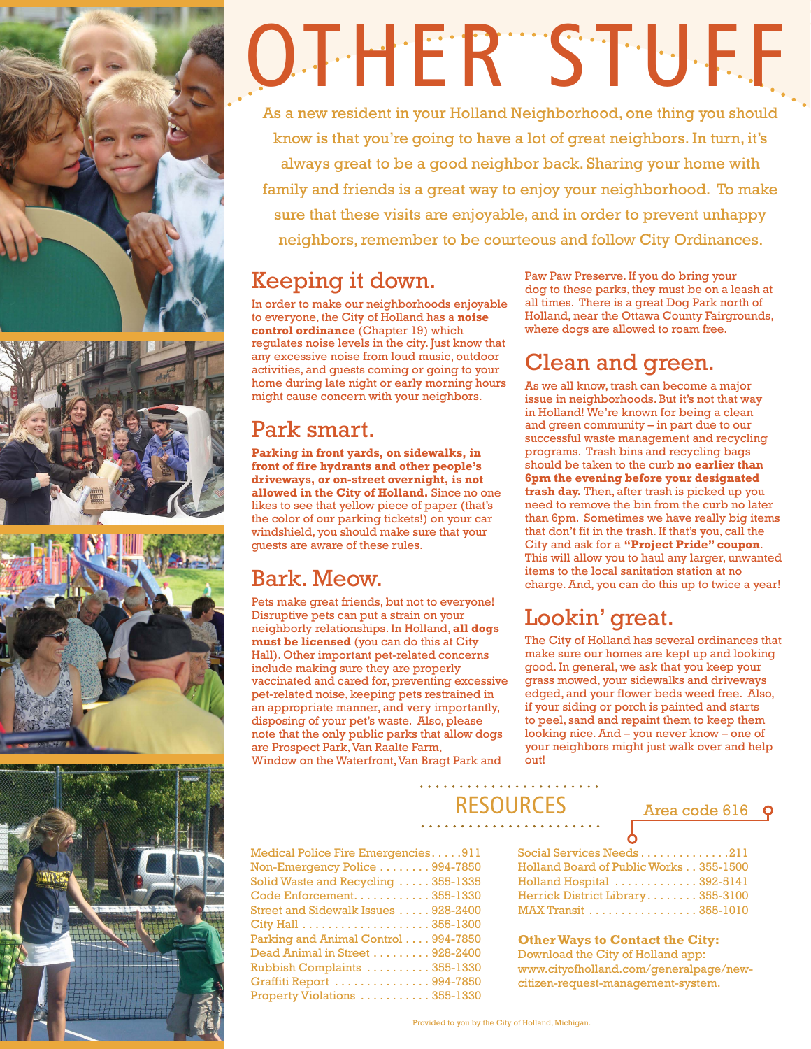# OTHER STUFF

As a new resident in your Holland Neighborhood, one thing you should know is that you're going to have a lot of great neighbors. In turn, it's always great to be a good neighbor back. Sharing your home with family and friends is a great way to enjoy your neighborhood. To make sure that these visits are enjoyable, and in order to prevent unhappy neighbors, remember to be courteous and follow City Ordinances.

## Keeping it down.

In order to make our neighborhoods enjoyable to everyone, the City of Holland has a **noise control ordinance** (Chapter 19) which regulates noise levels in the city. Just know that any excessive noise from loud music, outdoor activities, and guests coming or going to your home during late night or early morning hours might cause concern with your neighbors.

## Park smart.

**Parking in front yards, on sidewalks, in front of fire hydrants and other people's driveways, or on-street overnight, is not allowed in the City of Holland.** Since no one likes to see that yellow piece of paper (that's the color of our parking tickets!) on your car windshield, you should make sure that your guests are aware of these rules.

## Bark. Meow.

Pets make great friends, but not to everyone! Disruptive pets can put a strain on your neighborly relationships. In Holland, **all dogs must be licensed** (you can do this at City Hall). Other important pet-related concerns include making sure they are properly vaccinated and cared for, preventing excessive pet-related noise, keeping pets restrained in an appropriate manner, and very importantly, disposing of your pet's waste. Also, please note that the only public parks that allow dogs are Prospect Park, Van Raalte Farm, Window on the Waterfront, Van Bragt Park and Paw Paw Preserve. If you do bring your dog to these parks, they must be on a leash at all times. There is a great Dog Park north of Holland, near the Ottawa County Fairgrounds, where dogs are allowed to roam free.

## Clean and green.

As we all know, trash can become a major issue in neighborhoods. But it's not that way in Holland! We're known for being a clean and green community – in part due to our successful waste management and recycling programs. Trash bins and recycling bags should be taken to the curb **no earlier than 6pm the evening before your designated trash day.** Then, after trash is picked up you need to remove the bin from the curb no later than 6pm. Sometimes we have really big items that don't fit in the trash. If that's you, call the City and ask for a **"Project Pride" coupon**. This will allow you to haul any larger, unwanted items to the local sanitation station at no charge. And, you can do this up to twice a year!

## Lookin' great.

The City of Holland has several ordinances that make sure our homes are kept up and looking good. In general, we ask that you keep your grass mowed, your sidewalks and driveways edged, and your flower beds weed free. Also, if your siding or porch is painted and starts to peel, sand and repaint them to keep them looking nice. And – you never know – one of your neighbors might just walk over and help out!

## RESOURCES

Area code 616

Medical Police Fire Emergencies.....911
Non-Emergency Police ........ 994-7850
Solid Waste and Recycling ..... 355-1335
Code Enforcement............ 355-1330
Street and Sidewalk Issues ..... 928-2400
City Hall .................... 355-1300
Parking and Animal Control .... 994-7850
Dead Animal in Street ......... 928-2400
Rubbish Complaints .......... 355-1330
Graffiti Report ............... 994-7850
Property Violations ........... 355-1330

Social Services Needs..............211
Holland Board of Public Works . . 355-1500
Holland Hospital ............. 392-5141
Herrick District Library........ 355-3100
MAX Transit ................. 355-1010

**Other Ways to Contact the City:**
Download the City of Holland app:
www.cityofholland.com/generalpage/new-citizen-request-management-system.

Provided to you by the City of Holland, Michigan.